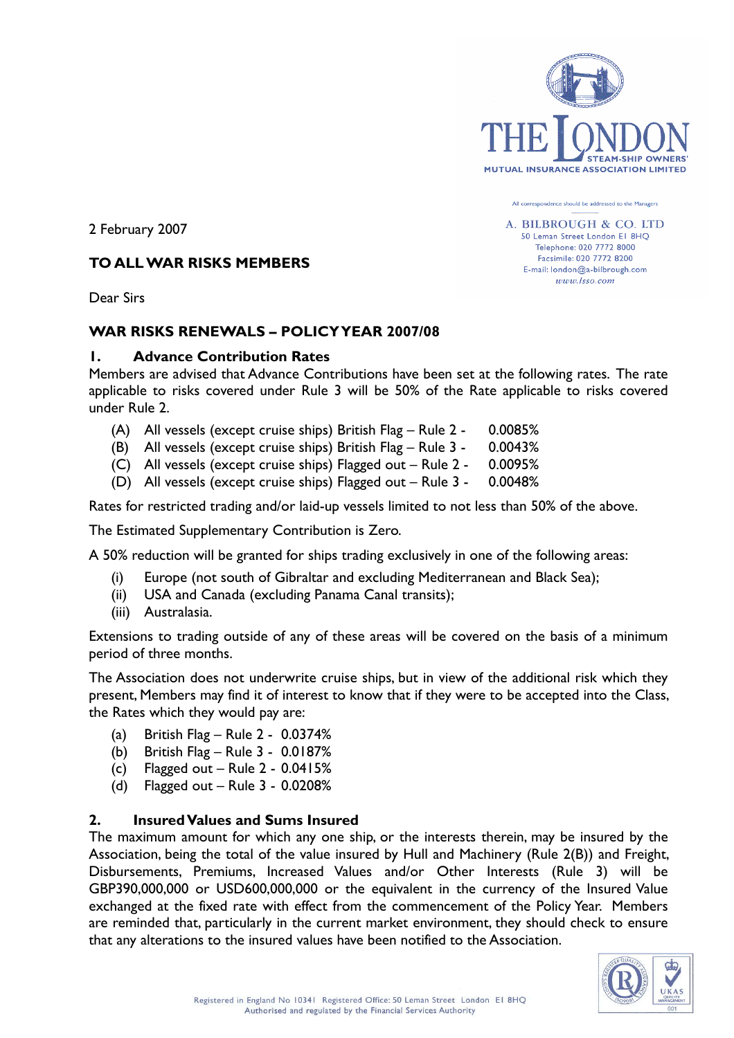THE LONDON STEAM-SHIP OWNERS' MUTUAL INSURANCE ASSOCIATION LIMITED

All correspondence should be addressed to the Managers

A. BILBROUGH & CO. LTD
50 Leman Street London E1 8HQ
Telephone: 020 7772 8000
Facsimile: 020 7772 8200
E-mail: london@a-bilbrough.com
www.lsso.com

2 February 2007

**TO ALL WAR RISKS MEMBERS**

Dear Sirs

**WAR RISKS RENEWALS – POLICY YEAR 2007/08**

## 1. Advance Contribution Rates

Members are advised that Advance Contributions have been set at the following rates. The rate applicable to risks covered under Rule 3 will be 50% of the Rate applicable to risks covered under Rule 2.

(A) All vessels (except cruise ships) British Flag – Rule 2 - 0.0085%
(B) All vessels (except cruise ships) British Flag – Rule 3 - 0.0043%
(C) All vessels (except cruise ships) Flagged out – Rule 2 - 0.0095%
(D) All vessels (except cruise ships) Flagged out – Rule 3 - 0.0048%

Rates for restricted trading and/or laid-up vessels limited to not less than 50% of the above.

The Estimated Supplementary Contribution is Zero.

A 50% reduction will be granted for ships trading exclusively in one of the following areas:

(i) Europe (not south of Gibraltar and excluding Mediterranean and Black Sea);
(ii) USA and Canada (excluding Panama Canal transits);
(iii) Australasia.

Extensions to trading outside of any of these areas will be covered on the basis of a minimum period of three months.

The Association does not underwrite cruise ships, but in view of the additional risk which they present, Members may find it of interest to know that if they were to be accepted into the Class, the Rates which they would pay are:

(a) British Flag – Rule 2 - 0.0374%
(b) British Flag – Rule 3 - 0.0187%
(c) Flagged out – Rule 2 - 0.0415%
(d) Flagged out – Rule 3 - 0.0208%

## 2. Insured Values and Sums Insured

The maximum amount for which any one ship, or the interests therein, may be insured by the Association, being the total of the value insured by Hull and Machinery (Rule 2(B)) and Freight, Disbursements, Premiums, Increased Values and/or Other Interests (Rule 3) will be GBP390,000,000 or USD600,000,000 or the equivalent in the currency of the Insured Value exchanged at the fixed rate with effect from the commencement of the Policy Year. Members are reminded that, particularly in the current market environment, they should check to ensure that any alterations to the insured values have been notified to the Association.

Registered in England No 10341 Registered Office: 50 Leman Street London E1 8HQ
Authorised and regulated by the Financial Services Authority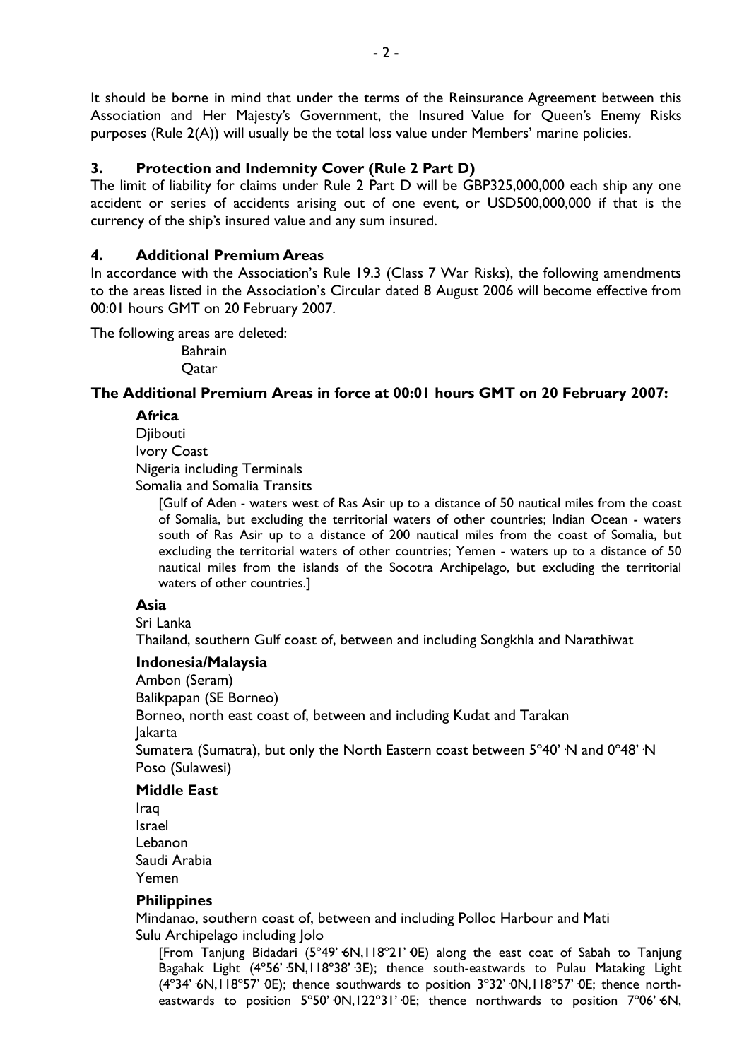It should be borne in mind that under the terms of the Reinsurance Agreement between this Association and Her Majesty's Government, the Insured Value for Queen's Enemy Risks purposes (Rule 2(A)) will usually be the total loss value under Members' marine policies.

## 3. Protection and Indemnity Cover (Rule 2 Part D)

The limit of liability for claims under Rule 2 Part D will be GBP325,000,000 each ship any one accident or series of accidents arising out of one event, or USD500,000,000 if that is the currency of the ship's insured value and any sum insured.

## 4. Additional Premium Areas

In accordance with the Association's Rule 19.3 (Class 7 War Risks), the following amendments to the areas listed in the Association's Circular dated 8 August 2006 will become effective from 00:01 hours GMT on 20 February 2007.

The following areas are deleted:

Bahrain
Qatar

**The Additional Premium Areas in force at 00:01 hours GMT on 20 February 2007:**

**Africa**

Djibouti
Ivory Coast
Nigeria including Terminals
Somalia and Somalia Transits

[Gulf of Aden - waters west of Ras Asir up to a distance of 50 nautical miles from the coast of Somalia, but excluding the territorial waters of other countries; Indian Ocean - waters south of Ras Asir up to a distance of 200 nautical miles from the coast of Somalia, but excluding the territorial waters of other countries; Yemen - waters up to a distance of 50 nautical miles from the islands of the Socotra Archipelago, but excluding the territorial waters of other countries.]

**Asia**

Sri Lanka
Thailand, southern Gulf coast of, between and including Songkhla and Narathiwat

**Indonesia/Malaysia**

Ambon (Seram)
Balikpapan (SE Borneo)
Borneo, north east coast of, between and including Kudat and Tarakan
Jakarta
Sumatera (Sumatra), but only the North Eastern coast between 5°40'·N and 0°48'·N
Poso (Sulawesi)

**Middle East**

Iraq
Israel
Lebanon
Saudi Arabia
Yemen

**Philippines**

Mindanao, southern coast of, between and including Polloc Harbour and Mati
Sulu Archipelago including Jolo

[From Tanjung Bidadari (5°49'·6N,118°21'·0E) along the east coat of Sabah to Tanjung Bagahak Light (4°56'·5N,118°38'·3E); thence south-eastwards to Pulau Mataking Light (4°34'·6N,118°57'·0E); thence southwards to position 3°32'·0N,118°57'·0E; thence north-eastwards to position 5°50'·0N,122°31'·0E; thence northwards to position 7°06'·6N,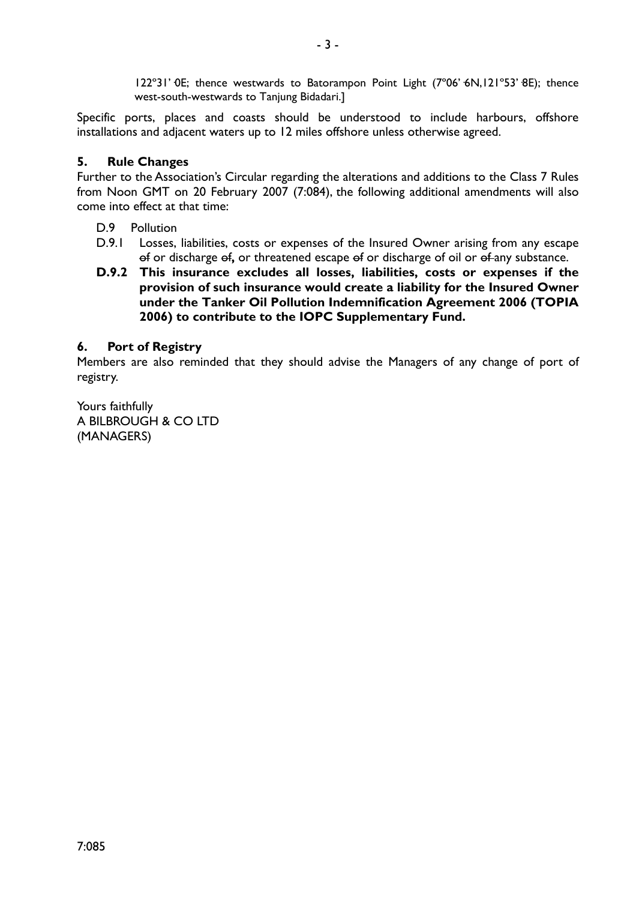122°31'·0E; thence westwards to Batorampon Point Light (7°06'·6N,121°53'·8E); thence west-south-westwards to Tanjung Bidadari.]

Specific ports, places and coasts should be understood to include harbours, offshore installations and adjacent waters up to 12 miles offshore unless otherwise agreed.

### 5. Rule Changes

Further to the Association's Circular regarding the alterations and additions to the Class 7 Rules from Noon GMT on 20 February 2007 (7:084), the following additional amendments will also come into effect at that time:

D.9 Pollution

D.9.1 Losses, liabilities, costs or expenses of the Insured Owner arising from any escape ~~of~~ or discharge ~~of~~**,** or threatened escape ~~of~~ or discharge of oil or ~~of~~ any substance.

**D.9.2 This insurance excludes all losses, liabilities, costs or expenses if the provision of such insurance would create a liability for the Insured Owner under the Tanker Oil Pollution Indemnification Agreement 2006 (TOPIA 2006) to contribute to the IOPC Supplementary Fund.**

### 6. Port of Registry

Members are also reminded that they should advise the Managers of any change of port of registry.

Yours faithfully
A BILBROUGH & CO LTD
(MANAGERS)